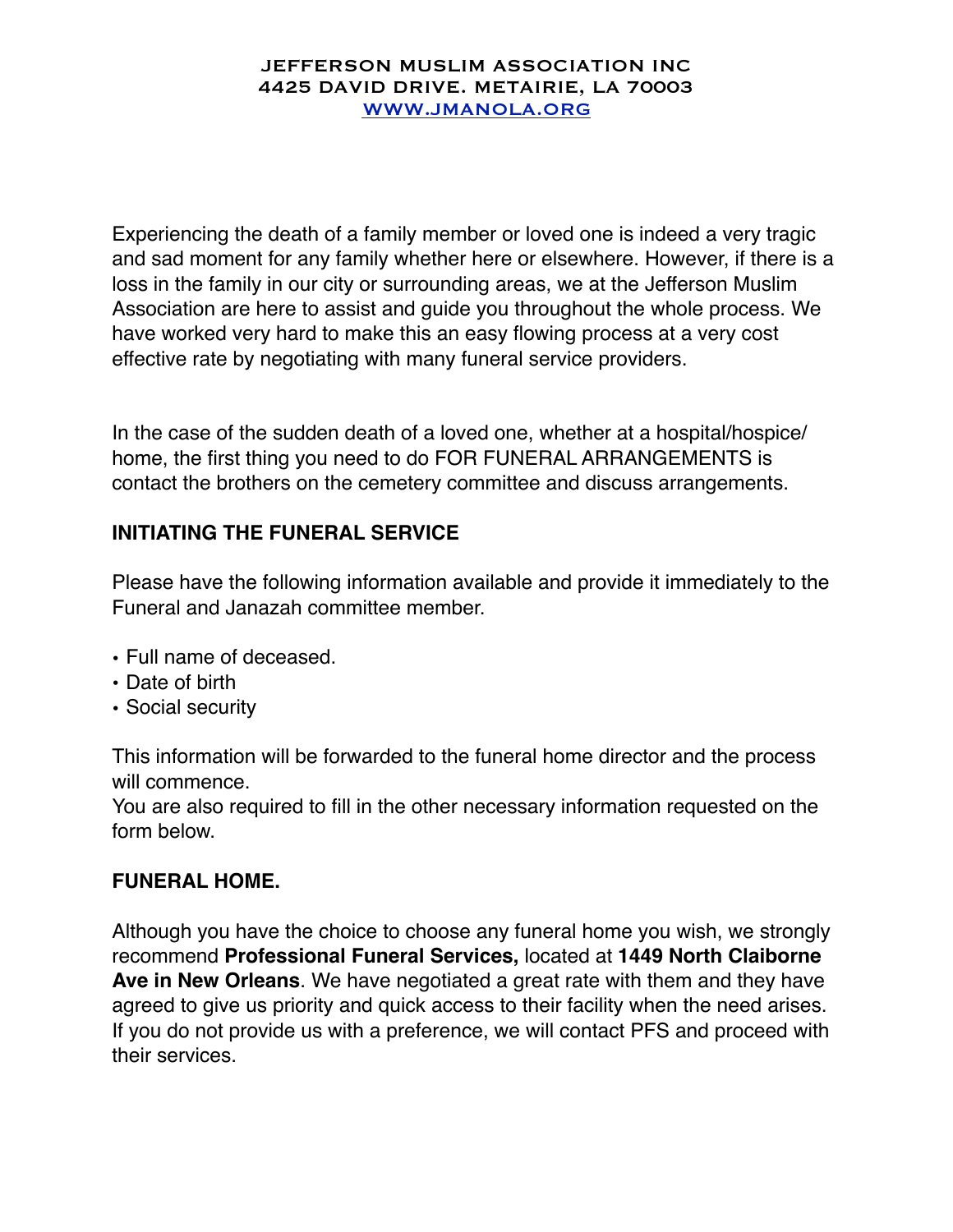JEFFERSON MUSLIM ASSOCIATION INC
4425 DAVID DRIVE. METAIRIE, LA 70003
WWW.JMANOLA.ORG

Experiencing the death of a family member or loved one is indeed a very tragic and sad moment for any family whether here or elsewhere. However, if there is a loss in the family in our city or surrounding areas, we at the Jefferson Muslim Association are here to assist and guide you throughout the whole process. We have worked very hard to make this an easy flowing process at a very cost effective rate by negotiating with many funeral service providers.

In the case of the sudden death of a loved one, whether at a hospital/hospice/ home, the first thing you need to do FOR FUNERAL ARRANGEMENTS is contact the brothers on the cemetery committee and discuss arrangements.

## INITIATING THE FUNERAL SERVICE

Please have the following information available and provide it immediately to the Funeral and Janazah committee member.

- Full name of deceased.
- Date of birth
- Social security

This information will be forwarded to the funeral home director and the process will commence.
You are also required to fill in the other necessary information requested on the form below.

## FUNERAL HOME.

Although you have the choice to choose any funeral home you wish, we strongly recommend **Professional Funeral Services,** located at **1449 North Claiborne Ave in New Orleans**. We have negotiated a great rate with them and they have agreed to give us priority and quick access to their facility when the need arises. If you do not provide us with a preference, we will contact PFS and proceed with their services.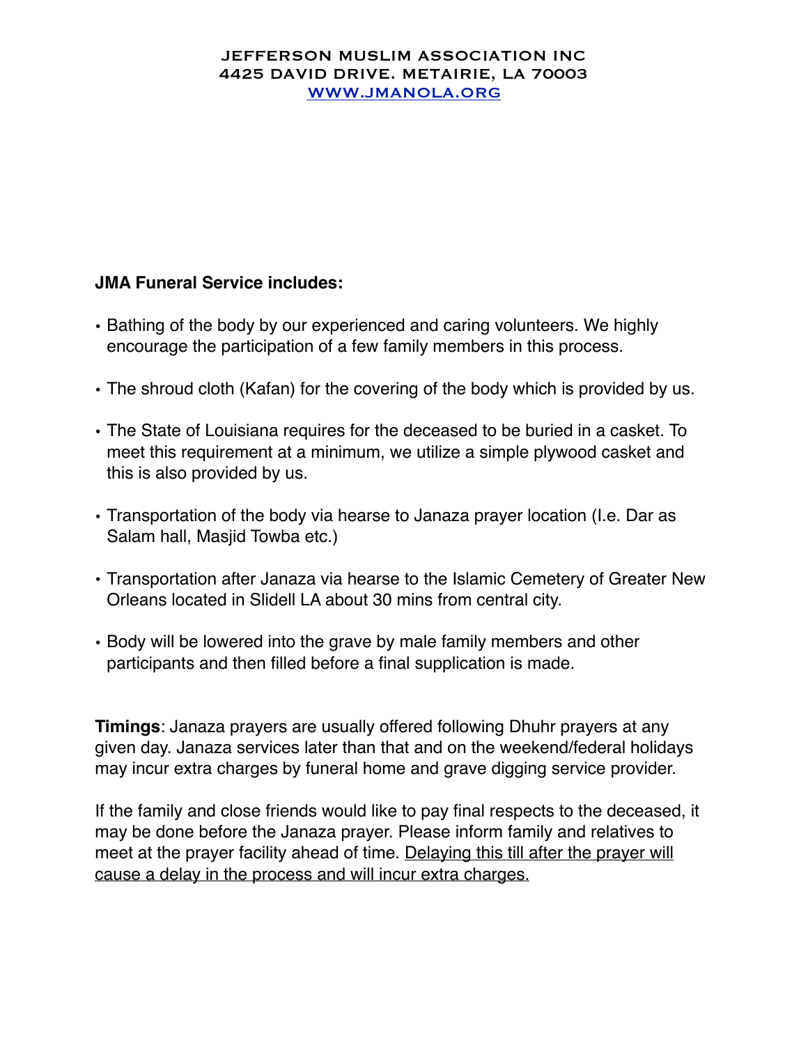JEFFERSON MUSLIM ASSOCIATION INC
4425 DAVID DRIVE. METAIRIE, LA 70003
[WWW.JMANOLA.ORG](http://www.jmanola.org)

**JMA Funeral Service includes:**

- Bathing of the body by our experienced and caring volunteers. We highly encourage the participation of a few family members in this process.
- The shroud cloth (Kafan) for the covering of the body which is provided by us.
- The State of Louisiana requires for the deceased to be buried in a casket. To meet this requirement at a minimum, we utilize a simple plywood casket and this is also provided by us.
- Transportation of the body via hearse to Janaza prayer location (I.e. Dar as Salam hall, Masjid Towba etc.)
- Transportation after Janaza via hearse to the Islamic Cemetery of Greater New Orleans located in Slidell LA about 30 mins from central city.
- Body will be lowered into the grave by male family members and other participants and then filled before a final supplication is made.

**Timings**: Janaza prayers are usually offered following Dhuhr prayers at any given day. Janaza services later than that and on the weekend/federal holidays may incur extra charges by funeral home and grave digging service provider.

If the family and close friends would like to pay final respects to the deceased, it may be done before the Janaza prayer. Please inform family and relatives to meet at the prayer facility ahead of time. <u>Delaying this till after the prayer will cause a delay in the process and will incur extra charges.</u>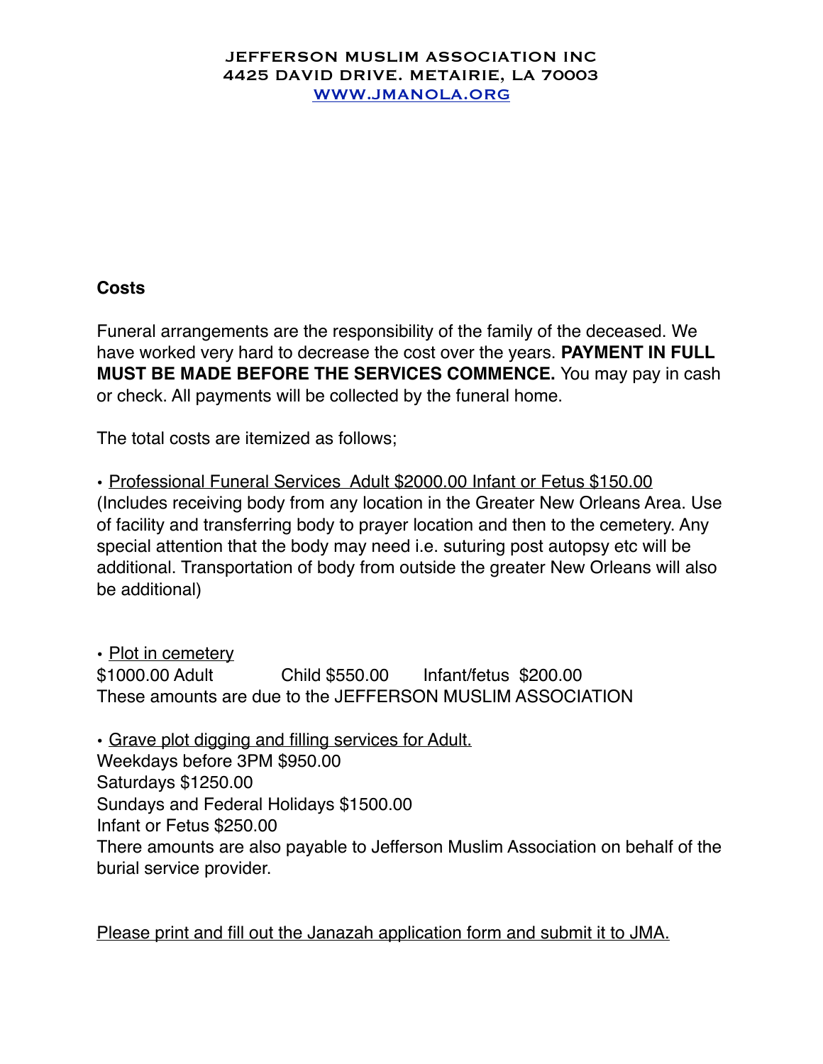JEFFERSON MUSLIM ASSOCIATION INC
4425 DAVID DRIVE. METAIRIE, LA 70003
WWW.JMANOLA.ORG

**Costs**

Funeral arrangements are the responsibility of the family of the deceased. We have worked very hard to decrease the cost over the years. **PAYMENT IN FULL MUST BE MADE BEFORE THE SERVICES COMMENCE.** You may pay in cash or check. All payments will be collected by the funeral home.

The total costs are itemized as follows;

• Professional Funeral Services Adult $2000.00 Infant or Fetus $150.00
(Includes receiving body from any location in the Greater New Orleans Area. Use of facility and transferring body to prayer location and then to the cemetery. Any special attention that the body may need i.e. suturing post autopsy etc will be additional. Transportation of body from outside the greater New Orleans will also be additional)

• Plot in cemetery
$1000.00 Adult Child $550.00 Infant/fetus $200.00
These amounts are due to the JEFFERSON MUSLIM ASSOCIATION

• Grave plot digging and filling services for Adult.
Weekdays before 3PM $950.00
Saturdays $1250.00
Sundays and Federal Holidays $1500.00
Infant or Fetus $250.00
There amounts are also payable to Jefferson Muslim Association on behalf of the burial service provider.

Please print and fill out the Janazah application form and submit it to JMA.